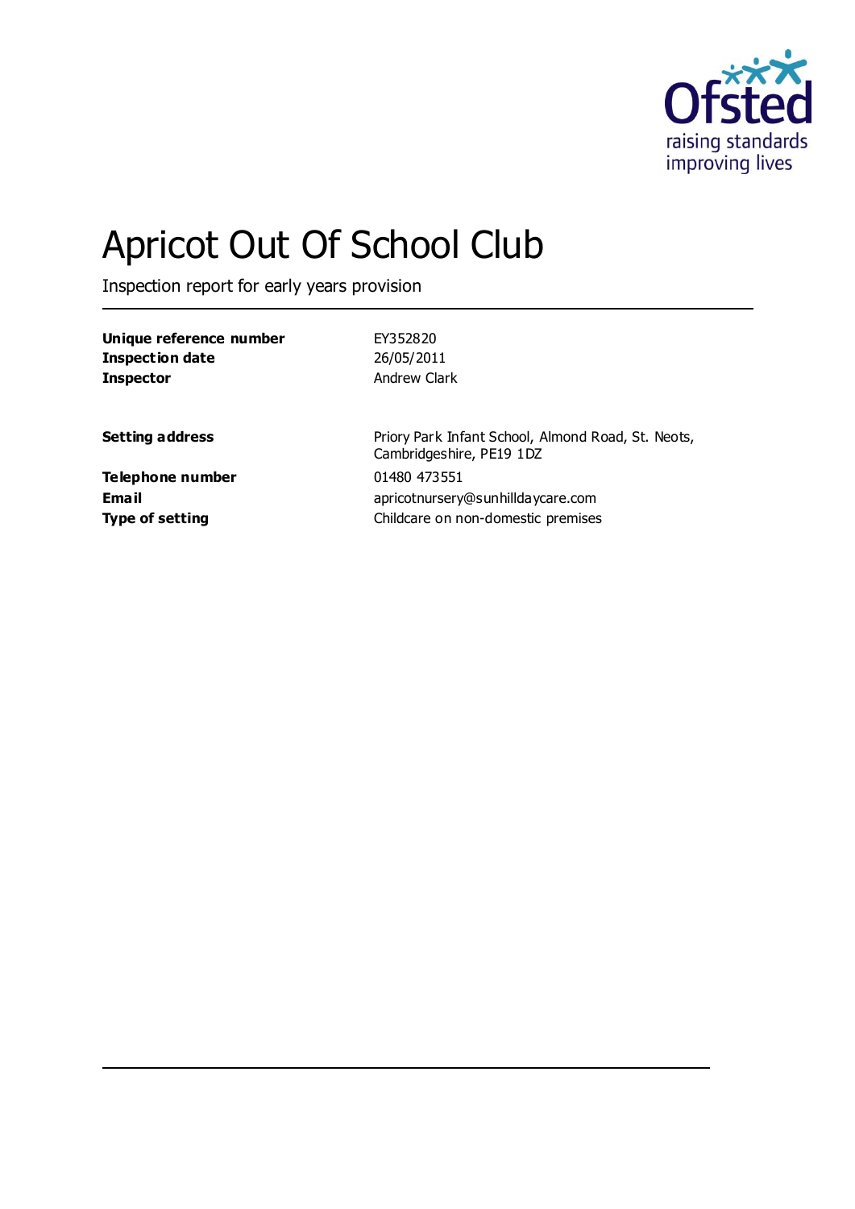# Apricot Out Of School Club

Inspection report for early years provision

| | |
|---|---|
| **Unique reference number** | EY352820 |
| **Inspection date** | 26/05/2011 |
| **Inspector** | Andrew Clark |

| | |
|---|---|
| **Setting address** | Priory Park Infant School, Almond Road, St. Neots, Cambridgeshire, PE19 1DZ |
| **Telephone number** | 01480 473551 |
| **Email** | apricotnursery@sunhilldaycare.com |
| **Type of setting** | Childcare on non-domestic premises |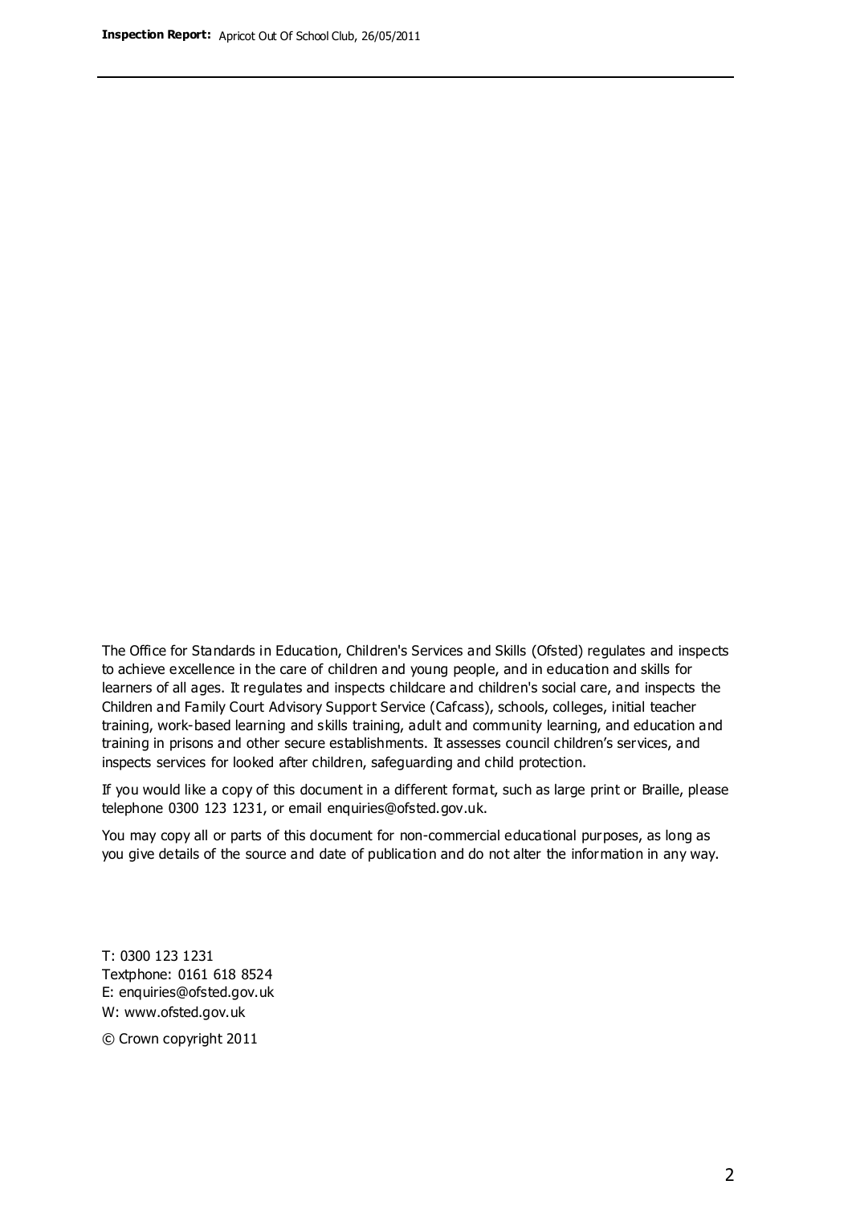The Office for Standards in Education, Children's Services and Skills (Ofsted) regulates and inspects to achieve excellence in the care of children and young people, and in education and skills for learners of all ages. It regulates and inspects childcare and children's social care, and inspects the Children and Family Court Advisory Support Service (Cafcass), schools, colleges, initial teacher training, work-based learning and skills training, adult and community learning, and education and training in prisons and other secure establishments. It assesses council children's services, and inspects services for looked after children, safeguarding and child protection.

If you would like a copy of this document in a different format, such as large print or Braille, please telephone 0300 123 1231, or email enquiries@ofsted.gov.uk.

You may copy all or parts of this document for non-commercial educational purposes, as long as you give details of the source and date of publication and do not alter the information in any way.

T: 0300 123 1231
Textphone: 0161 618 8524
E: enquiries@ofsted.gov.uk
W: www.ofsted.gov.uk

© Crown copyright 2011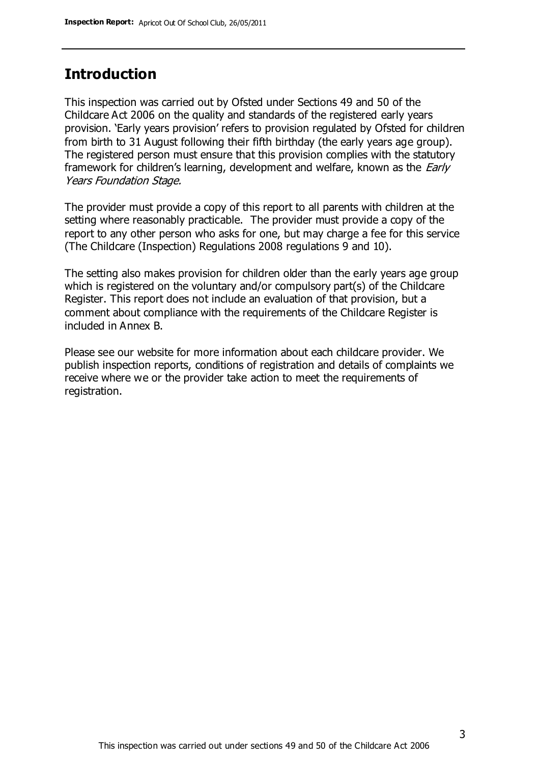## Introduction

This inspection was carried out by Ofsted under Sections 49 and 50 of the Childcare Act 2006 on the quality and standards of the registered early years provision. 'Early years provision' refers to provision regulated by Ofsted for children from birth to 31 August following their fifth birthday (the early years age group). The registered person must ensure that this provision complies with the statutory framework for children's learning, development and welfare, known as the *Early Years Foundation Stage.*

The provider must provide a copy of this report to all parents with children at the setting where reasonably practicable. The provider must provide a copy of the report to any other person who asks for one, but may charge a fee for this service (The Childcare (Inspection) Regulations 2008 regulations 9 and 10).

The setting also makes provision for children older than the early years age group which is registered on the voluntary and/or compulsory part(s) of the Childcare Register. This report does not include an evaluation of that provision, but a comment about compliance with the requirements of the Childcare Register is included in Annex B.

Please see our website for more information about each childcare provider. We publish inspection reports, conditions of registration and details of complaints we receive where we or the provider take action to meet the requirements of registration.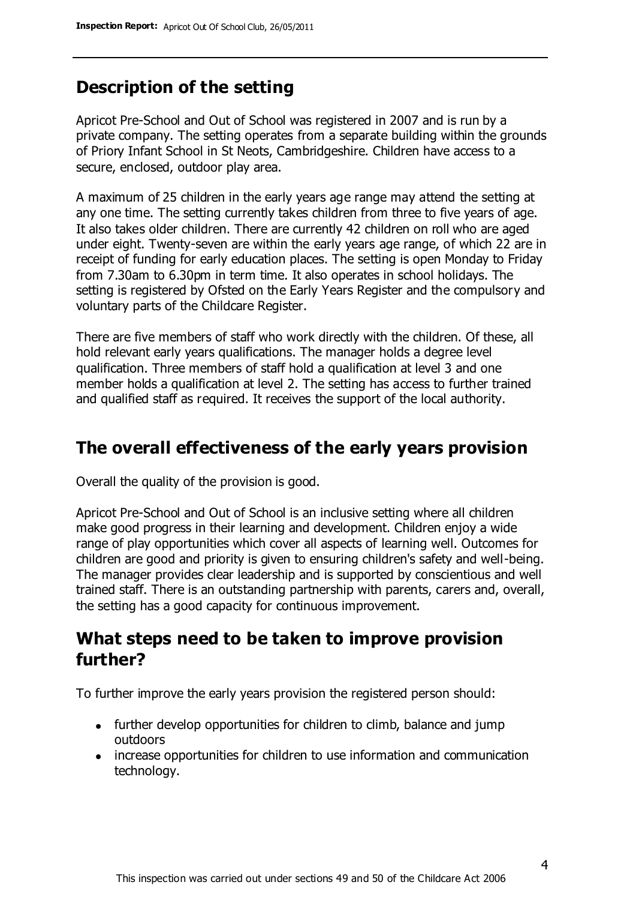## Description of the setting

Apricot Pre-School and Out of School was registered in 2007 and is run by a private company. The setting operates from a separate building within the grounds of Priory Infant School in St Neots, Cambridgeshire. Children have access to a secure, enclosed, outdoor play area.

A maximum of 25 children in the early years age range may attend the setting at any one time. The setting currently takes children from three to five years of age. It also takes older children. There are currently 42 children on roll who are aged under eight. Twenty-seven are within the early years age range, of which 22 are in receipt of funding for early education places. The setting is open Monday to Friday from 7.30am to 6.30pm in term time. It also operates in school holidays. The setting is registered by Ofsted on the Early Years Register and the compulsory and voluntary parts of the Childcare Register.

There are five members of staff who work directly with the children. Of these, all hold relevant early years qualifications. The manager holds a degree level qualification. Three members of staff hold a qualification at level 3 and one member holds a qualification at level 2. The setting has access to further trained and qualified staff as required. It receives the support of the local authority.

## The overall effectiveness of the early years provision

Overall the quality of the provision is good.

Apricot Pre-School and Out of School is an inclusive setting where all children make good progress in their learning and development. Children enjoy a wide range of play opportunities which cover all aspects of learning well. Outcomes for children are good and priority is given to ensuring children's safety and well-being. The manager provides clear leadership and is supported by conscientious and well trained staff. There is an outstanding partnership with parents, carers and, overall, the setting has a good capacity for continuous improvement.

## What steps need to be taken to improve provision further?

To further improve the early years provision the registered person should:

- further develop opportunities for children to climb, balance and jump outdoors
- increase opportunities for children to use information and communication technology.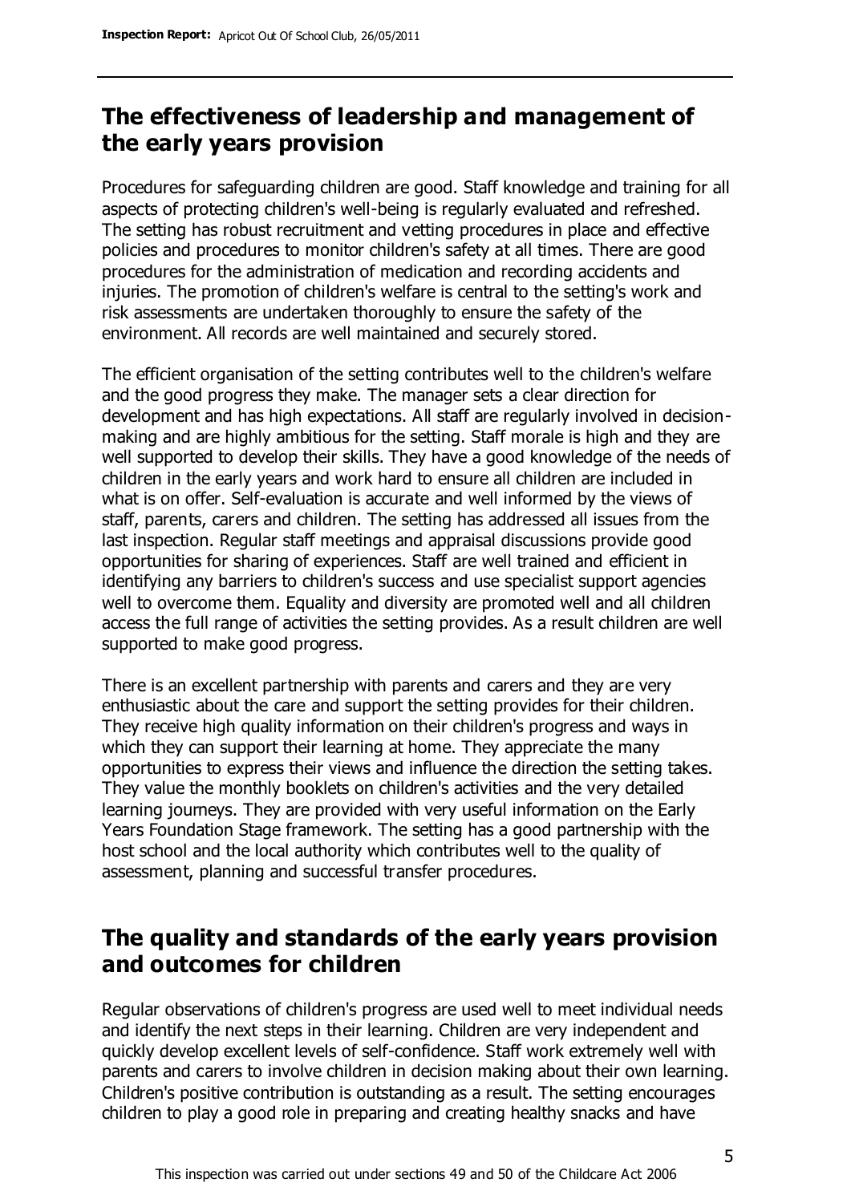## The effectiveness of leadership and management of the early years provision

Procedures for safeguarding children are good. Staff knowledge and training for all aspects of protecting children's well-being is regularly evaluated and refreshed. The setting has robust recruitment and vetting procedures in place and effective policies and procedures to monitor children's safety at all times. There are good procedures for the administration of medication and recording accidents and injuries. The promotion of children's welfare is central to the setting's work and risk assessments are undertaken thoroughly to ensure the safety of the environment. All records are well maintained and securely stored.

The efficient organisation of the setting contributes well to the children's welfare and the good progress they make. The manager sets a clear direction for development and has high expectations. All staff are regularly involved in decision-making and are highly ambitious for the setting. Staff morale is high and they are well supported to develop their skills. They have a good knowledge of the needs of children in the early years and work hard to ensure all children are included in what is on offer. Self-evaluation is accurate and well informed by the views of staff, parents, carers and children. The setting has addressed all issues from the last inspection. Regular staff meetings and appraisal discussions provide good opportunities for sharing of experiences. Staff are well trained and efficient in identifying any barriers to children's success and use specialist support agencies well to overcome them. Equality and diversity are promoted well and all children access the full range of activities the setting provides. As a result children are well supported to make good progress.

There is an excellent partnership with parents and carers and they are very enthusiastic about the care and support the setting provides for their children. They receive high quality information on their children's progress and ways in which they can support their learning at home. They appreciate the many opportunities to express their views and influence the direction the setting takes. They value the monthly booklets on children's activities and the very detailed learning journeys. They are provided with very useful information on the Early Years Foundation Stage framework. The setting has a good partnership with the host school and the local authority which contributes well to the quality of assessment, planning and successful transfer procedures.

## The quality and standards of the early years provision and outcomes for children

Regular observations of children's progress are used well to meet individual needs and identify the next steps in their learning. Children are very independent and quickly develop excellent levels of self-confidence. Staff work extremely well with parents and carers to involve children in decision making about their own learning. Children's positive contribution is outstanding as a result. The setting encourages children to play a good role in preparing and creating healthy snacks and have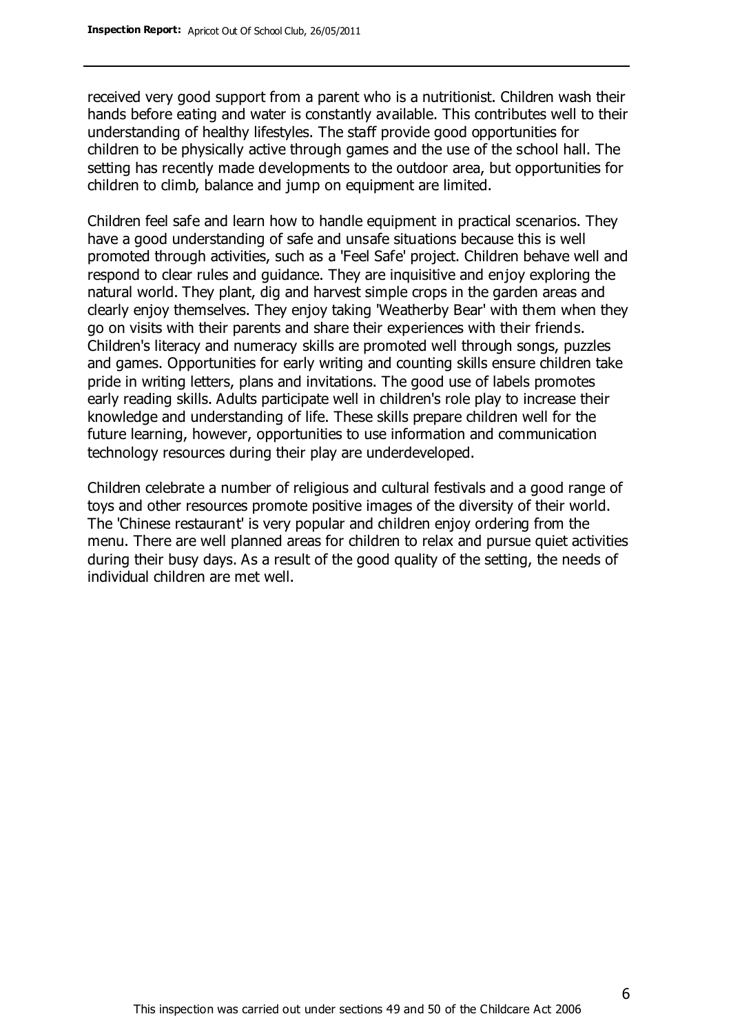received very good support from a parent who is a nutritionist. Children wash their hands before eating and water is constantly available. This contributes well to their understanding of healthy lifestyles. The staff provide good opportunities for children to be physically active through games and the use of the school hall. The setting has recently made developments to the outdoor area, but opportunities for children to climb, balance and jump on equipment are limited.

Children feel safe and learn how to handle equipment in practical scenarios. They have a good understanding of safe and unsafe situations because this is well promoted through activities, such as a 'Feel Safe' project. Children behave well and respond to clear rules and guidance. They are inquisitive and enjoy exploring the natural world. They plant, dig and harvest simple crops in the garden areas and clearly enjoy themselves. They enjoy taking 'Weatherby Bear' with them when they go on visits with their parents and share their experiences with their friends. Children's literacy and numeracy skills are promoted well through songs, puzzles and games. Opportunities for early writing and counting skills ensure children take pride in writing letters, plans and invitations. The good use of labels promotes early reading skills. Adults participate well in children's role play to increase their knowledge and understanding of life. These skills prepare children well for the future learning, however, opportunities to use information and communication technology resources during their play are underdeveloped.

Children celebrate a number of religious and cultural festivals and a good range of toys and other resources promote positive images of the diversity of their world. The 'Chinese restaurant' is very popular and children enjoy ordering from the menu. There are well planned areas for children to relax and pursue quiet activities during their busy days. As a result of the good quality of the setting, the needs of individual children are met well.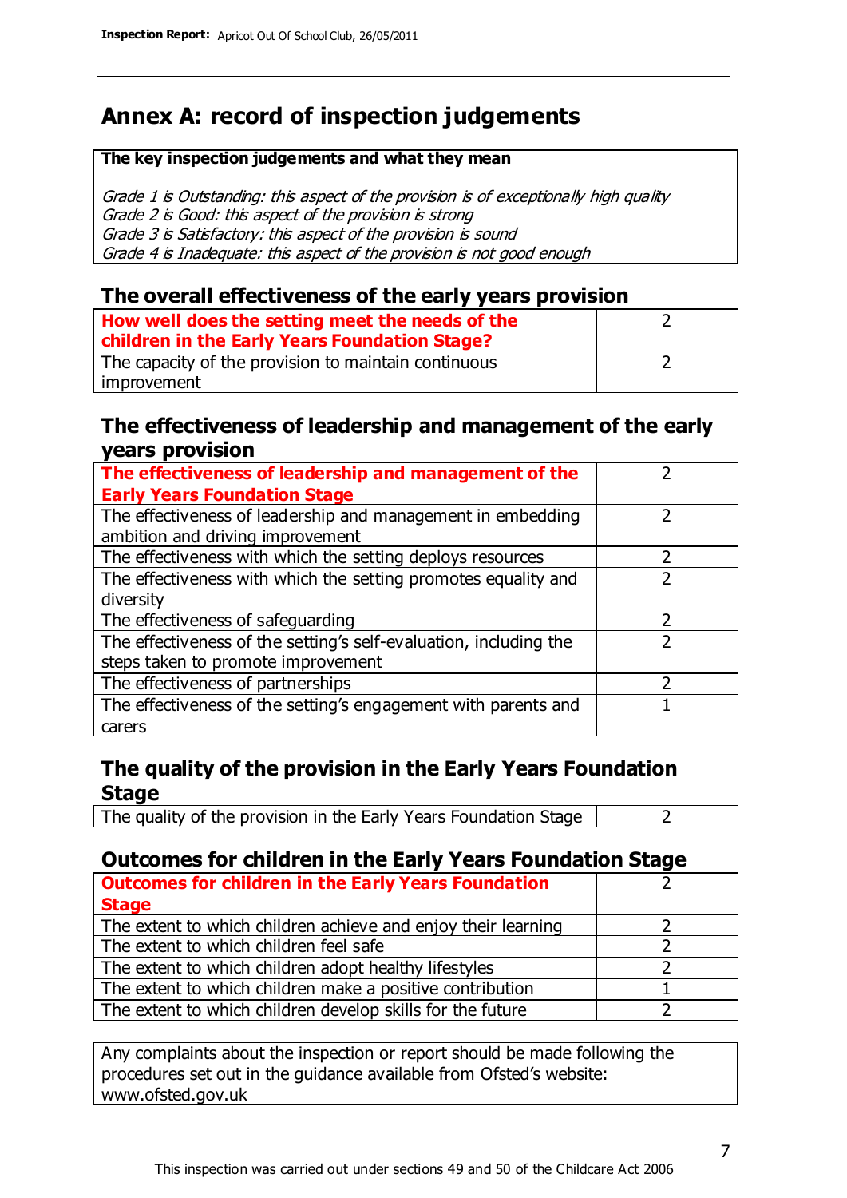# Annex A: record of inspection judgements

**The key inspection judgements and what they mean**

*Grade 1 is Outstanding: this aspect of the provision is of exceptionally high quality*
*Grade 2 is Good: this aspect of the provision is strong*
*Grade 3 is Satisfactory: this aspect of the provision is sound*
*Grade 4 is Inadequate: this aspect of the provision is not good enough*

## The overall effectiveness of the early years provision

| | |
|---|---|
| **How well does the setting meet the needs of the children in the Early Years Foundation Stage?** | 2 |
| The capacity of the provision to maintain continuous improvement | 2 |

## The effectiveness of leadership and management of the early years provision

| | |
|---|---|
| **The effectiveness of leadership and management of the Early Years Foundation Stage** | 2 |
| The effectiveness of leadership and management in embedding ambition and driving improvement | 2 |
| The effectiveness with which the setting deploys resources | 2 |
| The effectiveness with which the setting promotes equality and diversity | 2 |
| The effectiveness of safeguarding | 2 |
| The effectiveness of the setting's self-evaluation, including the steps taken to promote improvement | 2 |
| The effectiveness of partnerships | 2 |
| The effectiveness of the setting's engagement with parents and carers | 1 |

## The quality of the provision in the Early Years Foundation Stage

| | |
|---|---|
| The quality of the provision in the Early Years Foundation Stage | 2 |

## Outcomes for children in the Early Years Foundation Stage

| | |
|---|---|
| **Outcomes for children in the Early Years Foundation Stage** | 2 |
| The extent to which children achieve and enjoy their learning | 2 |
| The extent to which children feel safe | 2 |
| The extent to which children adopt healthy lifestyles | 2 |
| The extent to which children make a positive contribution | 1 |
| The extent to which children develop skills for the future | 2 |

Any complaints about the inspection or report should be made following the procedures set out in the guidance available from Ofsted's website: www.ofsted.gov.uk

This inspection was carried out under sections 49 and 50 of the Childcare Act 2006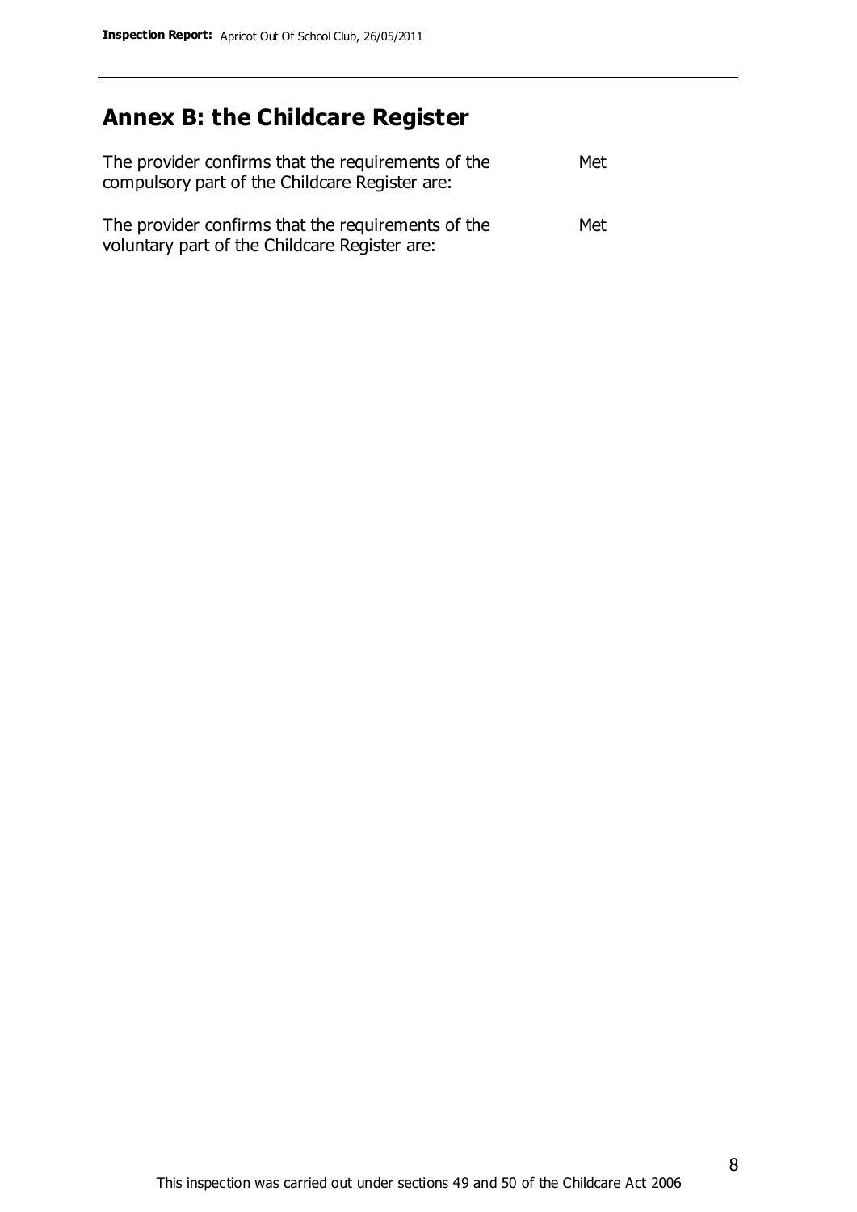## Annex B: the Childcare Register

| | |
|---|---|
| The provider confirms that the requirements of the compulsory part of the Childcare Register are: | Met |
| The provider confirms that the requirements of the voluntary part of the Childcare Register are: | Met |

This inspection was carried out under sections 49 and 50 of the Childcare Act 2006